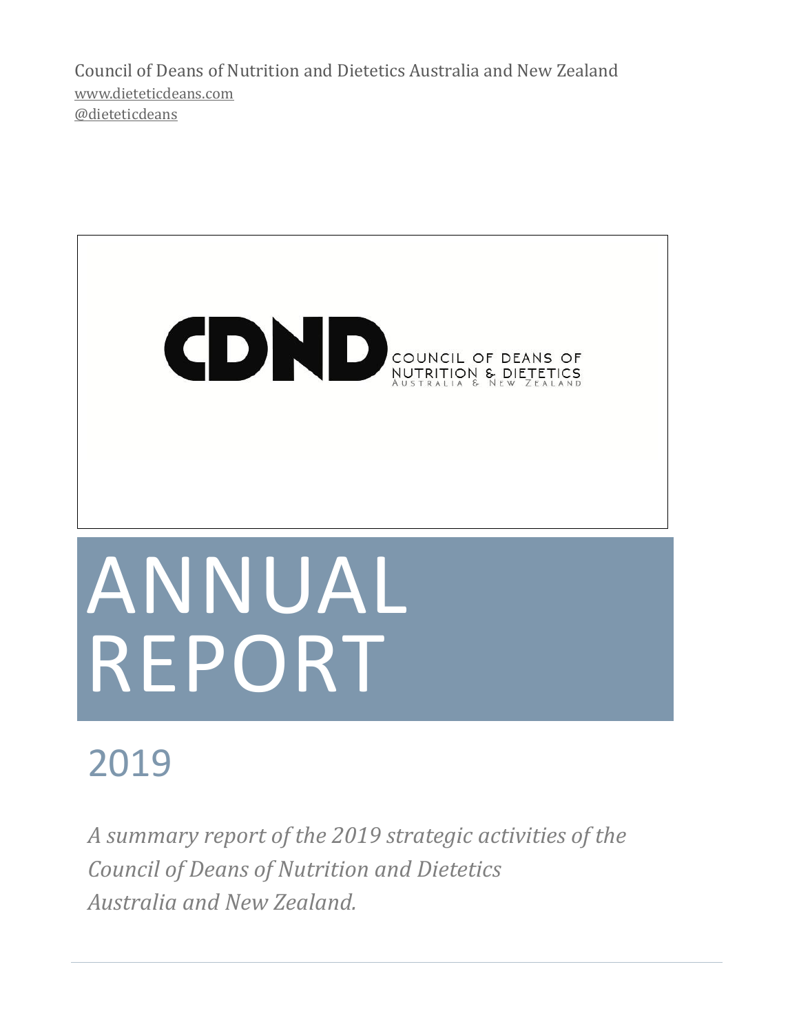Council of Deans of Nutrition and Dietetics Australia and New Zealand
www.dieteticdeans.com
@dieteticdeans

CDND COUNCIL OF DEANS OF NUTRITION & DIETETICS AUSTRALIA & NEW ZEALAND

# ANNUAL REPORT

## 2019

*A summary report of the 2019 strategic activities of the Council of Deans of Nutrition and Dietetics Australia and New Zealand.*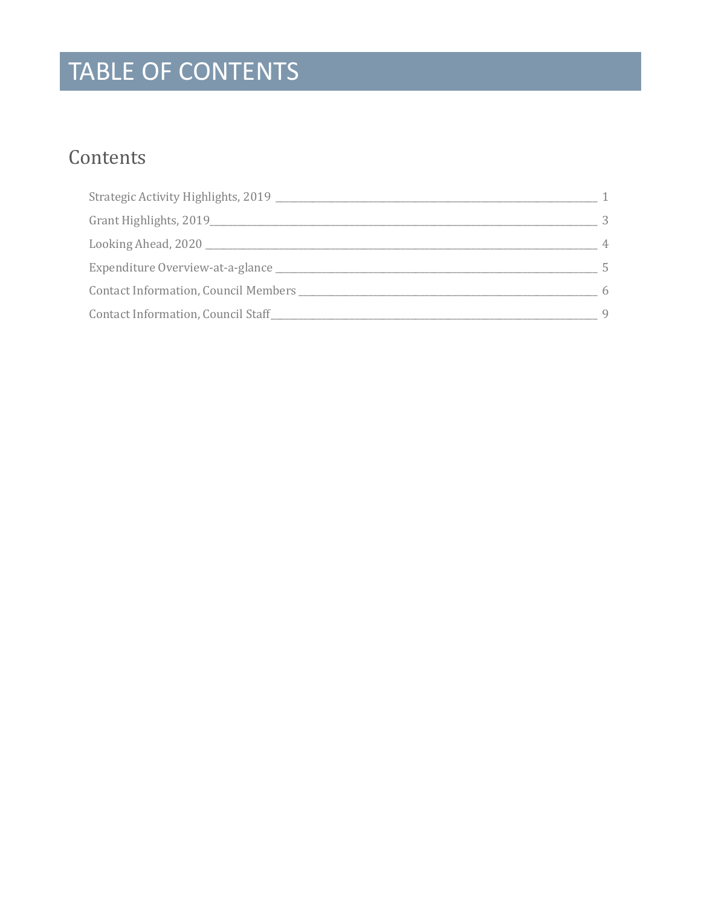# TABLE OF CONTENTS

## Contents

Strategic Activity Highlights, 2019 ____ 1

Grant Highlights, 2019 ____ 3

Looking Ahead, 2020 ____ 4

Expenditure Overview-at-a-glance ____ 5

Contact Information, Council Members ____ 6

Contact Information, Council Staff ____ 9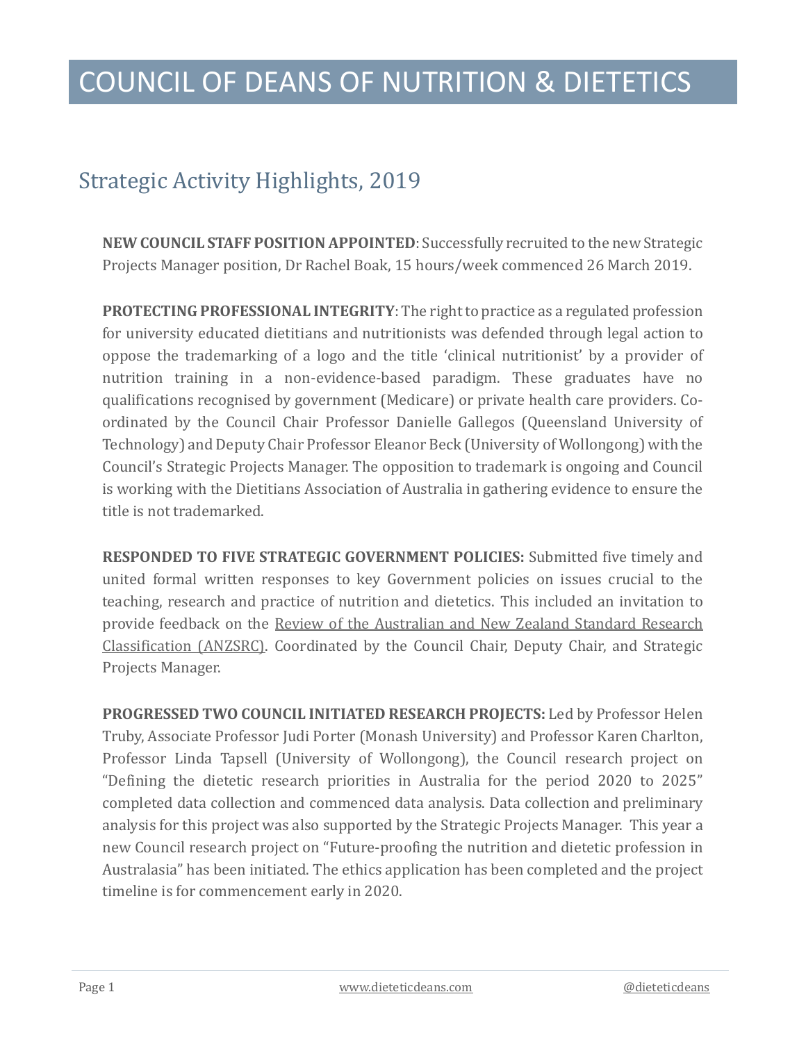# COUNCIL OF DEANS OF NUTRITION & DIETETICS

## Strategic Activity Highlights, 2019

**NEW COUNCIL STAFF POSITION APPOINTED**: Successfully recruited to the new Strategic Projects Manager position, Dr Rachel Boak, 15 hours/week commenced 26 March 2019.

**PROTECTING PROFESSIONAL INTEGRITY**: The right to practice as a regulated profession for university educated dietitians and nutritionists was defended through legal action to oppose the trademarking of a logo and the title 'clinical nutritionist' by a provider of nutrition training in a non-evidence-based paradigm. These graduates have no qualifications recognised by government (Medicare) or private health care providers. Co-ordinated by the Council Chair Professor Danielle Gallegos (Queensland University of Technology) and Deputy Chair Professor Eleanor Beck (University of Wollongong) with the Council's Strategic Projects Manager. The opposition to trademark is ongoing and Council is working with the Dietitians Association of Australia in gathering evidence to ensure the title is not trademarked.

**RESPONDED TO FIVE STRATEGIC GOVERNMENT POLICIES:** Submitted five timely and united formal written responses to key Government policies on issues crucial to the teaching, research and practice of nutrition and dietetics. This included an invitation to provide feedback on the Review of the Australian and New Zealand Standard Research Classification (ANZSRC). Coordinated by the Council Chair, Deputy Chair, and Strategic Projects Manager.

**PROGRESSED TWO COUNCIL INITIATED RESEARCH PROJECTS:** Led by Professor Helen Truby, Associate Professor Judi Porter (Monash University) and Professor Karen Charlton, Professor Linda Tapsell (University of Wollongong), the Council research project on "Defining the dietetic research priorities in Australia for the period 2020 to 2025" completed data collection and commenced data analysis. Data collection and preliminary analysis for this project was also supported by the Strategic Projects Manager. This year a new Council research project on "Future-proofing the nutrition and dietetic profession in Australasia" has been initiated. The ethics application has been completed and the project timeline is for commencement early in 2020.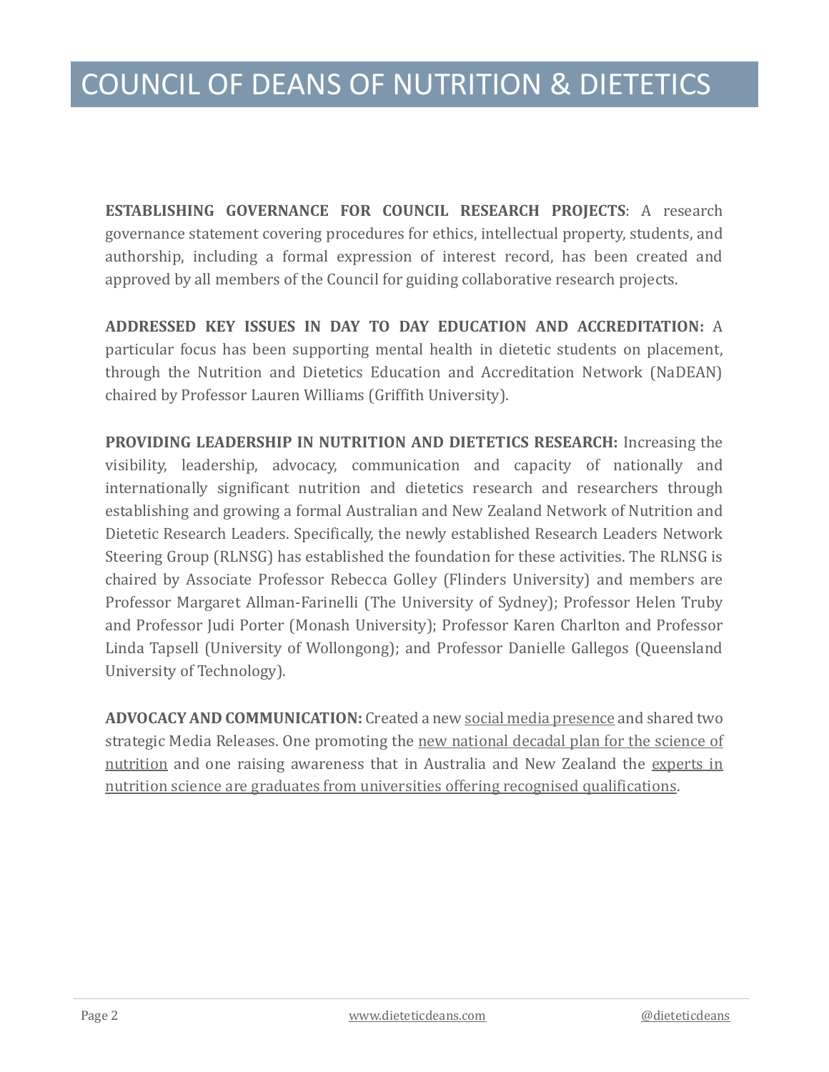**ESTABLISHING GOVERNANCE FOR COUNCIL RESEARCH PROJECTS**: A research governance statement covering procedures for ethics, intellectual property, students, and authorship, including a formal expression of interest record, has been created and approved by all members of the Council for guiding collaborative research projects.

**ADDRESSED KEY ISSUES IN DAY TO DAY EDUCATION AND ACCREDITATION:** A particular focus has been supporting mental health in dietetic students on placement, through the Nutrition and Dietetics Education and Accreditation Network (NaDEAN) chaired by Professor Lauren Williams (Griffith University).

**PROVIDING LEADERSHIP IN NUTRITION AND DIETETICS RESEARCH:** Increasing the visibility, leadership, advocacy, communication and capacity of nationally and internationally significant nutrition and dietetics research and researchers through establishing and growing a formal Australian and New Zealand Network of Nutrition and Dietetic Research Leaders. Specifically, the newly established Research Leaders Network Steering Group (RLNSG) has established the foundation for these activities. The RLNSG is chaired by Associate Professor Rebecca Golley (Flinders University) and members are Professor Margaret Allman-Farinelli (The University of Sydney); Professor Helen Truby and Professor Judi Porter (Monash University); Professor Karen Charlton and Professor Linda Tapsell (University of Wollongong); and Professor Danielle Gallegos (Queensland University of Technology).

**ADVOCACY AND COMMUNICATION:** Created a new social media presence and shared two strategic Media Releases. One promoting the new national decadal plan for the science of nutrition and one raising awareness that in Australia and New Zealand the experts in nutrition science are graduates from universities offering recognised qualifications.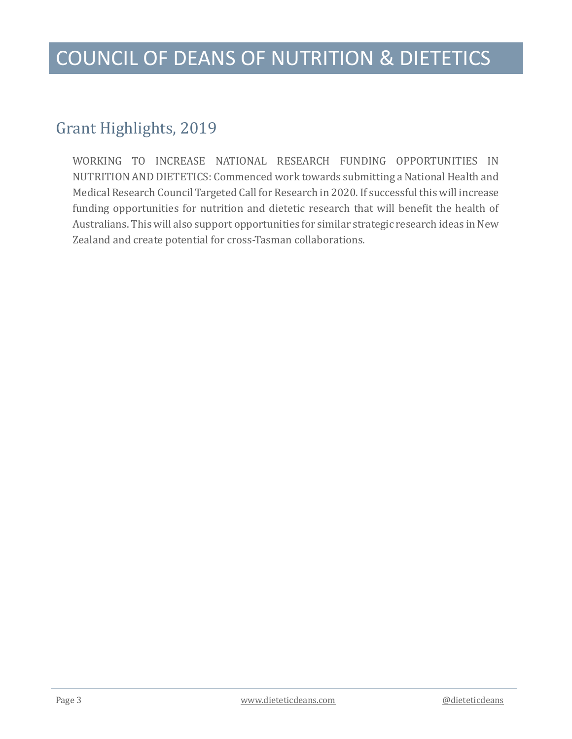## Grant Highlights, 2019

WORKING TO INCREASE NATIONAL RESEARCH FUNDING OPPORTUNITIES IN NUTRITION AND DIETETICS: Commenced work towards submitting a National Health and Medical Research Council Targeted Call for Research in 2020. If successful this will increase funding opportunities for nutrition and dietetic research that will benefit the health of Australians. This will also support opportunities for similar strategic research ideas in New Zealand and create potential for cross-Tasman collaborations.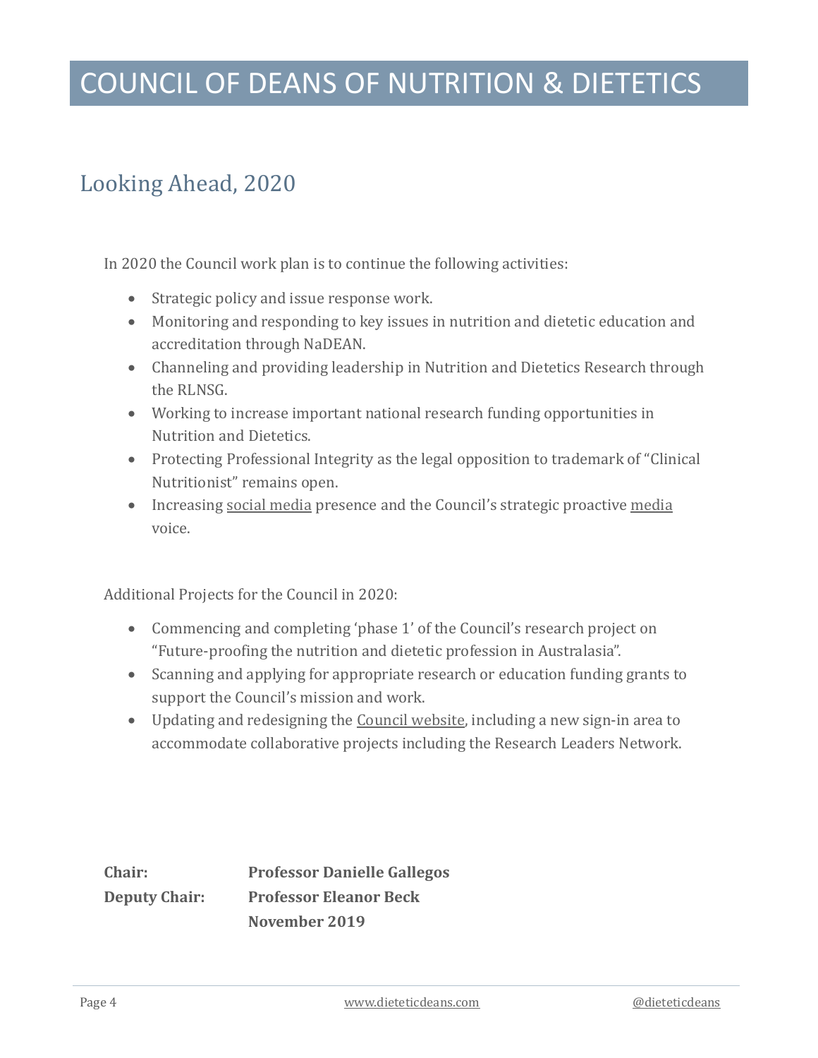# COUNCIL OF DEANS OF NUTRITION & DIETETICS

## Looking Ahead, 2020

In 2020 the Council work plan is to continue the following activities:

- Strategic policy and issue response work.
- Monitoring and responding to key issues in nutrition and dietetic education and accreditation through NaDEAN.
- Channeling and providing leadership in Nutrition and Dietetics Research through the RLNSG.
- Working to increase important national research funding opportunities in Nutrition and Dietetics.
- Protecting Professional Integrity as the legal opposition to trademark of "Clinical Nutritionist" remains open.
- Increasing social media presence and the Council's strategic proactive media voice.

Additional Projects for the Council in 2020:

- Commencing and completing 'phase 1' of the Council's research project on "Future-proofing the nutrition and dietetic profession in Australasia".
- Scanning and applying for appropriate research or education funding grants to support the Council's mission and work.
- Updating and redesigning the Council website, including a new sign-in area to accommodate collaborative projects including the Research Leaders Network.

**Chair:** **Professor Danielle Gallegos**
**Deputy Chair:** **Professor Eleanor Beck**
**November 2019**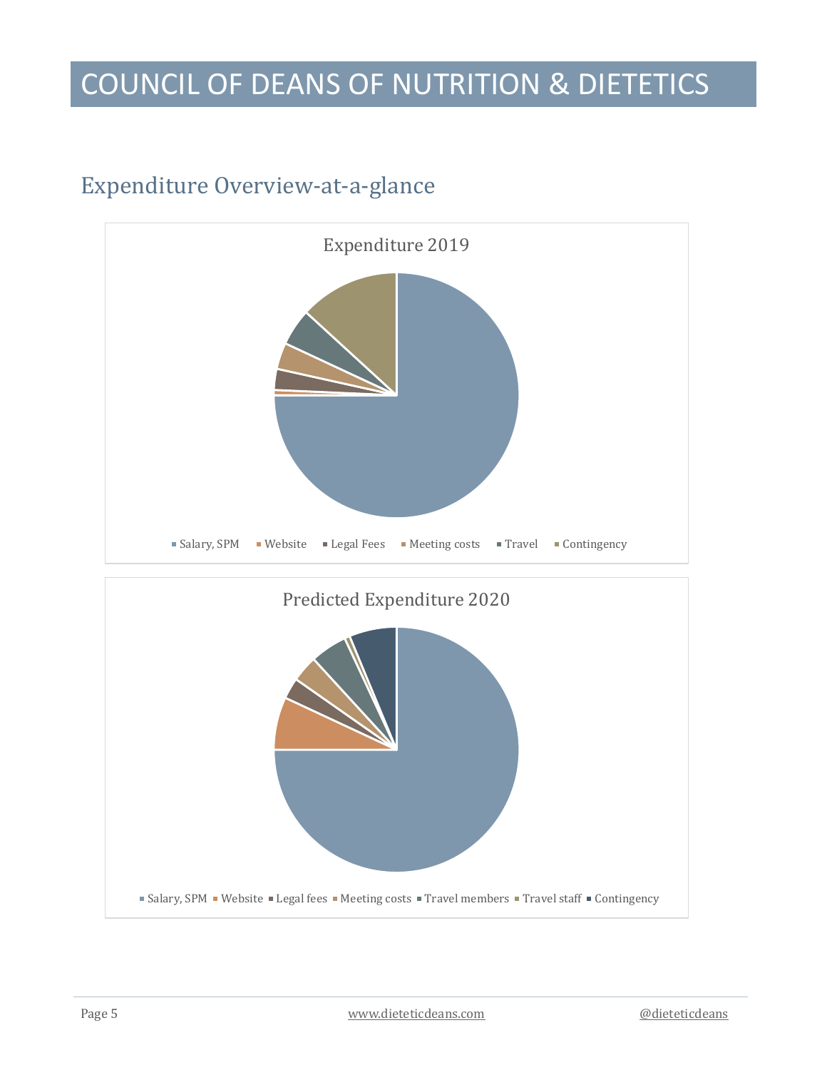# COUNCIL OF DEANS OF NUTRITION & DIETETICS

## Expenditure Overview-at-a-glance

Expenditure 2019

Salary, SPM · Website · Legal Fees · Meeting costs · Travel · Contingency

Predicted Expenditure 2020

Salary, SPM · Website · Legal fees · Meeting costs · Travel members · Travel staff · Contingency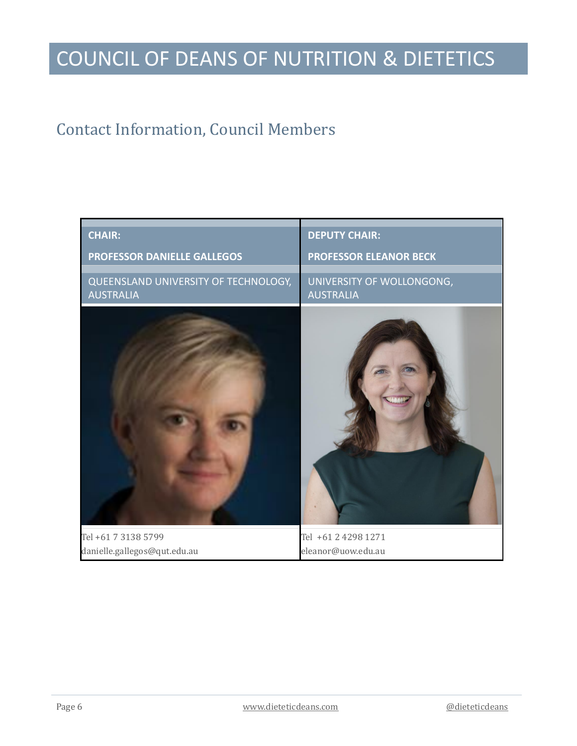# COUNCIL OF DEANS OF NUTRITION & DIETETICS

## Contact Information, Council Members

| **CHAIR:** **PROFESSOR DANIELLE GALLEGOS** | **DEPUTY CHAIR:** **PROFESSOR ELEANOR BECK** |
|---|---|
| QUEENSLAND UNIVERSITY OF TECHNOLOGY, AUSTRALIA | UNIVERSITY OF WOLLONGONG, AUSTRALIA |
| Tel +61 7 3138 5799<br>danielle.gallegos@qut.edu.au | Tel +61 2 4298 1271<br>eleanor@uow.edu.au |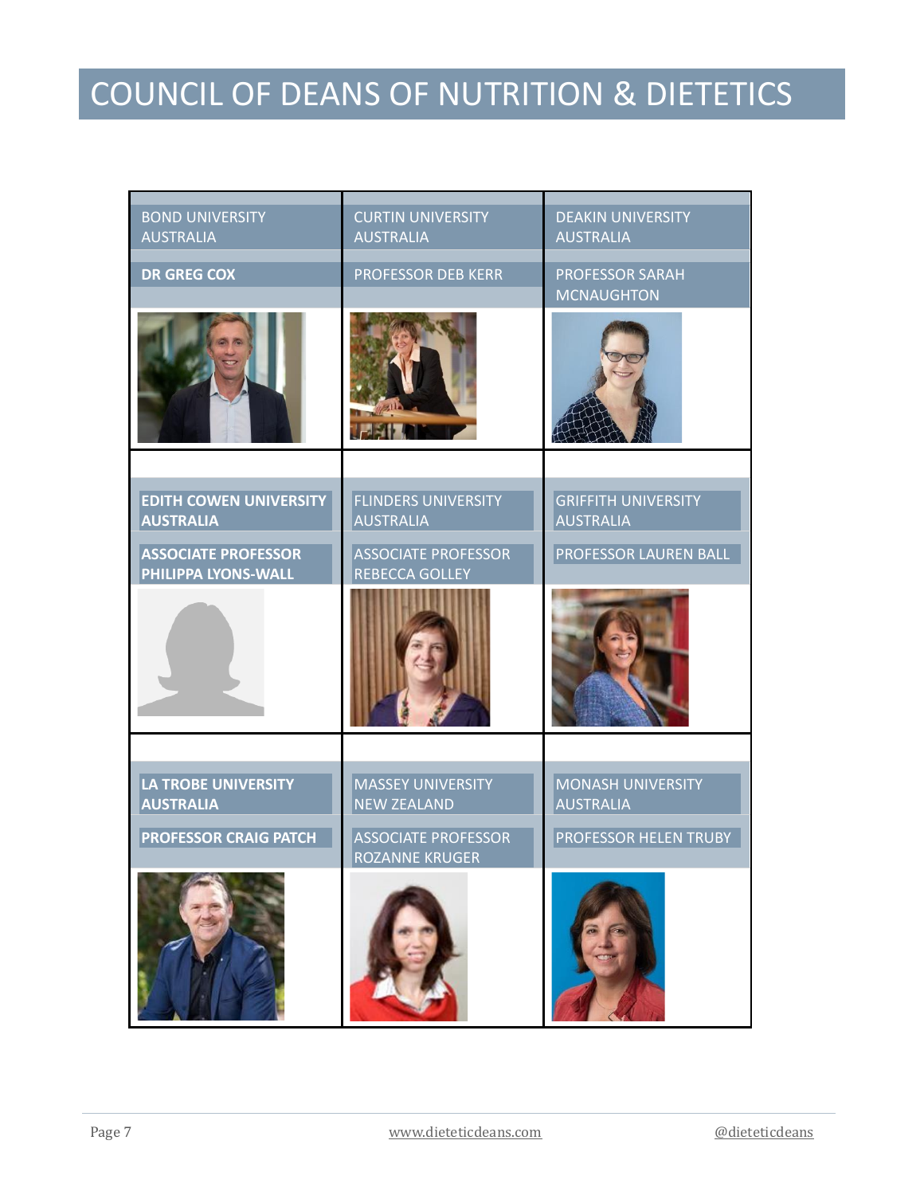# COUNCIL OF DEANS OF NUTRITION & DIETETICS

| BOND UNIVERSITY AUSTRALIA | CURTIN UNIVERSITY AUSTRALIA | DEAKIN UNIVERSITY AUSTRALIA |
|---|---|---|
| **DR GREG COX** | PROFESSOR DEB KERR | PROFESSOR SARAH MCNAUGHTON |
| **EDITH COWEN UNIVERSITY AUSTRALIA** | FLINDERS UNIVERSITY AUSTRALIA | GRIFFITH UNIVERSITY AUSTRALIA |
| **ASSOCIATE PROFESSOR PHILIPPA LYONS-WALL** | ASSOCIATE PROFESSOR REBECCA GOLLEY | PROFESSOR LAUREN BALL |
| **LA TROBE UNIVERSITY AUSTRALIA** | MASSEY UNIVERSITY NEW ZEALAND | MONASH UNIVERSITY AUSTRALIA |
| **PROFESSOR CRAIG PATCH** | ASSOCIATE PROFESSOR ROZANNE KRUGER | PROFESSOR HELEN TRUBY |

www.dieteticdeans.com @dieteticdeans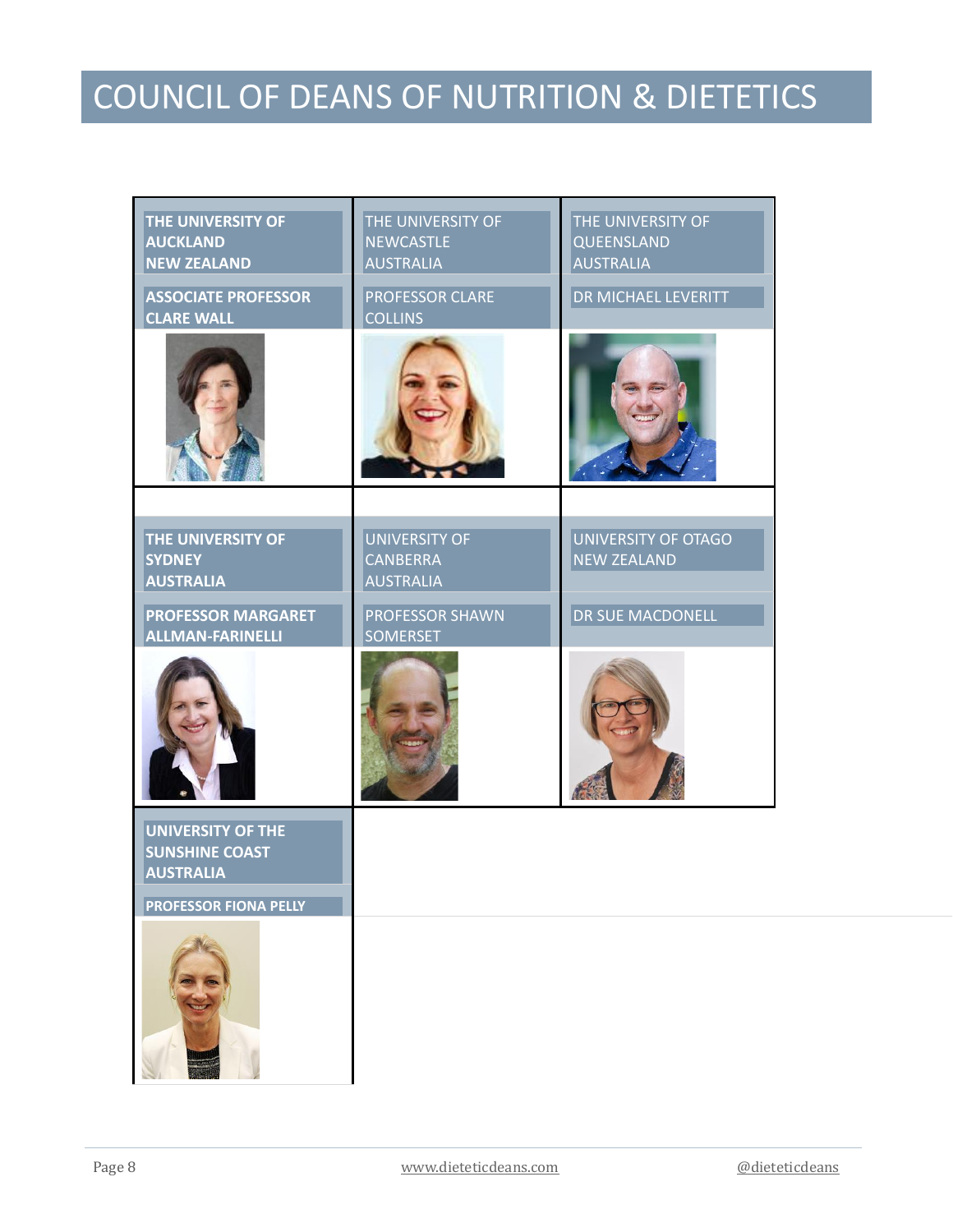# COUNCIL OF DEANS OF NUTRITION & DIETETICS

| THE UNIVERSITY OF AUCKLAND NEW ZEALAND | THE UNIVERSITY OF NEWCASTLE AUSTRALIA | THE UNIVERSITY OF QUEENSLAND AUSTRALIA |
|---|---|---|
| ASSOCIATE PROFESSOR CLARE WALL | PROFESSOR CLARE COLLINS | DR MICHAEL LEVERITT |
| THE UNIVERSITY OF SYDNEY AUSTRALIA | UNIVERSITY OF CANBERRA AUSTRALIA | UNIVERSITY OF OTAGO NEW ZEALAND |
| PROFESSOR MARGARET ALLMAN-FARINELLI | PROFESSOR SHAWN SOMERSET | DR SUE MACDONELL |
| UNIVERSITY OF THE SUNSHINE COAST AUSTRALIA | | |
| PROFESSOR FIONA PELLY | | |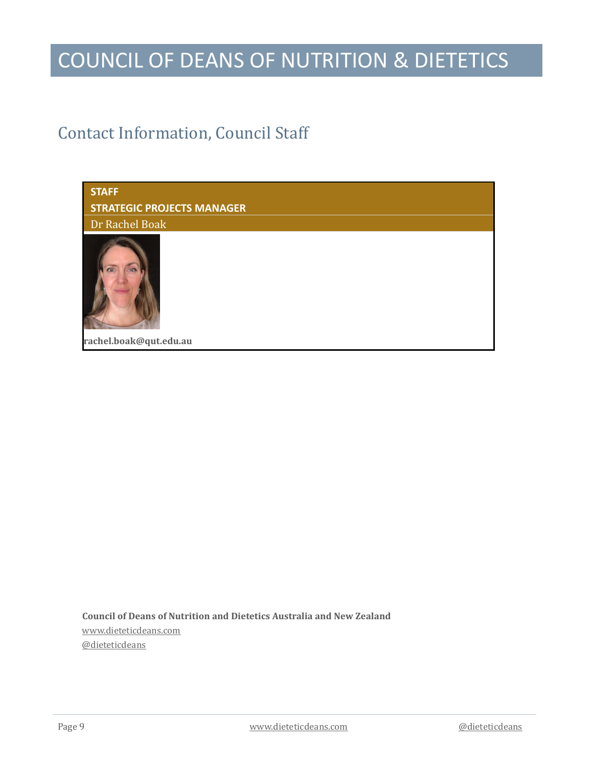# COUNCIL OF DEANS OF NUTRITION & DIETETICS

## Contact Information, Council Staff

| STAFF |
| --- |
| **STRATEGIC PROJECTS MANAGER** |
| Dr Rachel Boak |
| **rachel.boak@qut.edu.au** |

**Council of Deans of Nutrition and Dietetics Australia and New Zealand**

www.dieteticdeans.com

@dieteticdeans